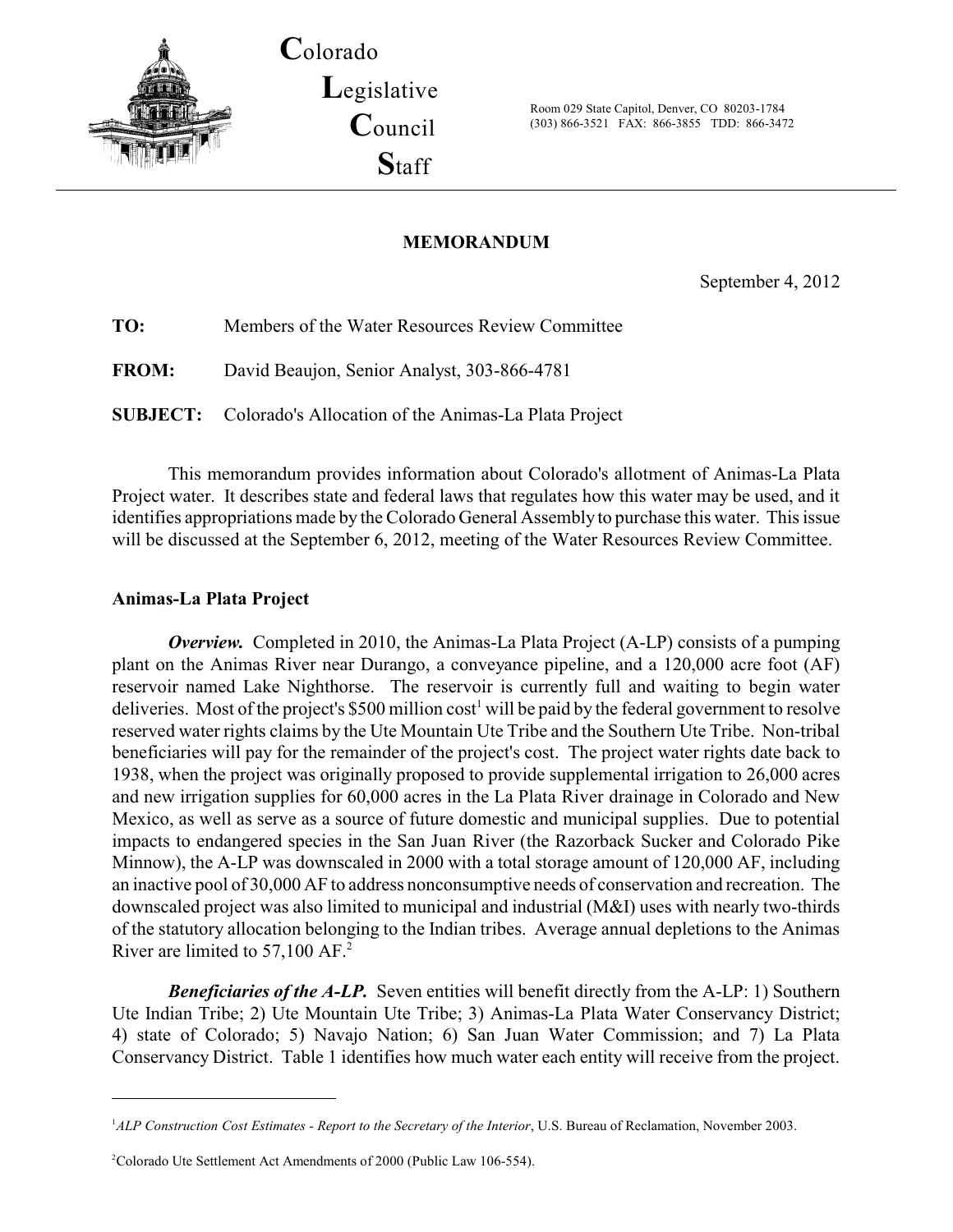# Colorado Legislative Council Staff

Room 029 State Capitol, Denver, CO 80203-1784
(303) 866-3521 FAX: 866-3855 TDD: 866-3472

## MEMORANDUM

September 4, 2012

**TO:** Members of the Water Resources Review Committee

**FROM:** David Beaujon, Senior Analyst, 303-866-4781

**SUBJECT:** Colorado's Allocation of the Animas-La Plata Project

This memorandum provides information about Colorado's allotment of Animas-La Plata Project water. It describes state and federal laws that regulates how this water may be used, and it identifies appropriations made by the Colorado General Assembly to purchase this water. This issue will be discussed at the September 6, 2012, meeting of the Water Resources Review Committee.

### Animas-La Plata Project

***Overview.*** Completed in 2010, the Animas-La Plata Project (A-LP) consists of a pumping plant on the Animas River near Durango, a conveyance pipeline, and a 120,000 acre foot (AF) reservoir named Lake Nighthorse. The reservoir is currently full and waiting to begin water deliveries. Most of the project's $500 million cost[1] will be paid by the federal government to resolve reserved water rights claims by the Ute Mountain Ute Tribe and the Southern Ute Tribe. Non-tribal beneficiaries will pay for the remainder of the project's cost. The project water rights date back to 1938, when the project was originally proposed to provide supplemental irrigation to 26,000 acres and new irrigation supplies for 60,000 acres in the La Plata River drainage in Colorado and New Mexico, as well as serve as a source of future domestic and municipal supplies. Due to potential impacts to endangered species in the San Juan River (the Razorback Sucker and Colorado Pike Minnow), the A-LP was downscaled in 2000 with a total storage amount of 120,000 AF, including an inactive pool of 30,000 AF to address nonconsumptive needs of conservation and recreation. The downscaled project was also limited to municipal and industrial (M&I) uses with nearly two-thirds of the statutory allocation belonging to the Indian tribes. Average annual depletions to the Animas River are limited to 57,100 AF.[2]

***Beneficiaries of the A-LP.*** Seven entities will benefit directly from the A-LP: 1) Southern Ute Indian Tribe; 2) Ute Mountain Ute Tribe; 3) Animas-La Plata Water Conservancy District; 4) state of Colorado; 5) Navajo Nation; 6) San Juan Water Commission; and 7) La Plata Conservancy District. Table 1 identifies how much water each entity will receive from the project.

---

[1] *ALP Construction Cost Estimates - Report to the Secretary of the Interior*, U.S. Bureau of Reclamation, November 2003.

[2] Colorado Ute Settlement Act Amendments of 2000 (Public Law 106-554).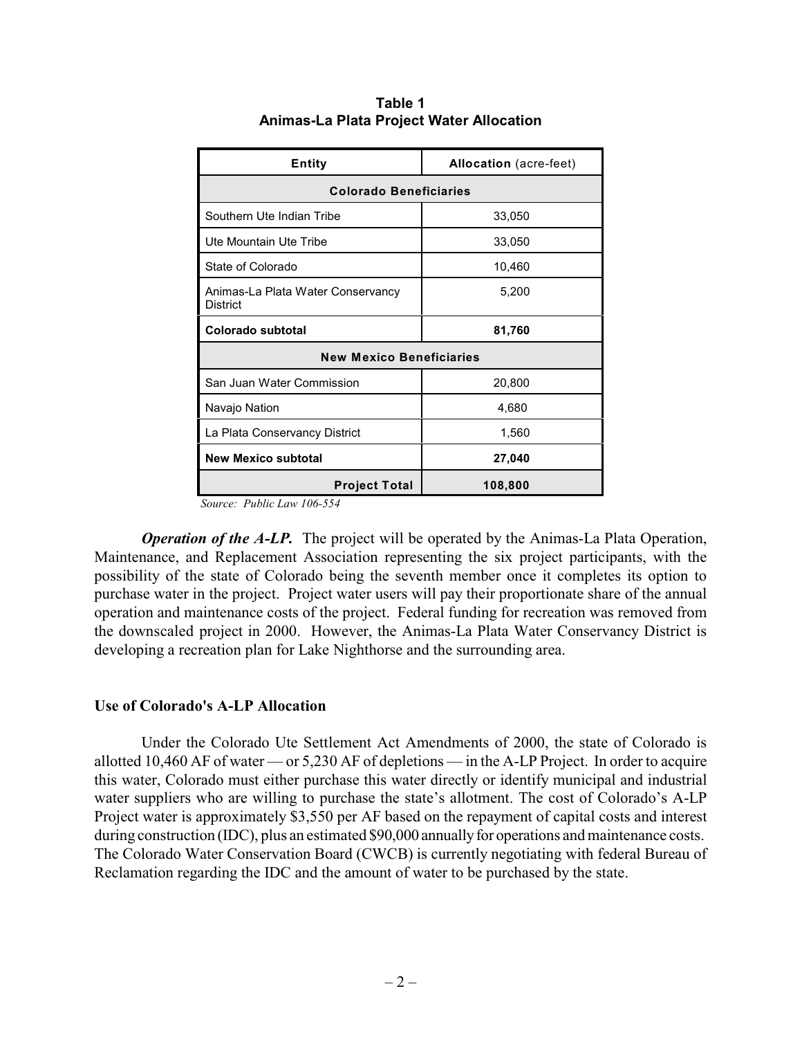**Table 1**
**Animas-La Plata Project Water Allocation**

| Entity | Allocation (acre-feet) |
|---|---|
| **Colorado Beneficiaries** | |
| Southern Ute Indian Tribe | 33,050 |
| Ute Mountain Ute Tribe | 33,050 |
| State of Colorado | 10,460 |
| Animas-La Plata Water Conservancy District | 5,200 |
| **Colorado subtotal** | **81,760** |
| **New Mexico Beneficiaries** | |
| San Juan Water Commission | 20,800 |
| Navajo Nation | 4,680 |
| La Plata Conservancy District | 1,560 |
| **New Mexico subtotal** | **27,040** |
| **Project Total** | **108,800** |

*Source: Public Law 106-554*

***Operation of the A-LP.*** The project will be operated by the Animas-La Plata Operation, Maintenance, and Replacement Association representing the six project participants, with the possibility of the state of Colorado being the seventh member once it completes its option to purchase water in the project. Project water users will pay their proportionate share of the annual operation and maintenance costs of the project. Federal funding for recreation was removed from the downscaled project in 2000. However, the Animas-La Plata Water Conservancy District is developing a recreation plan for Lake Nighthorse and the surrounding area.

### Use of Colorado's A-LP Allocation

Under the Colorado Ute Settlement Act Amendments of 2000, the state of Colorado is allotted 10,460 AF of water — or 5,230 AF of depletions — in the A-LP Project. In order to acquire this water, Colorado must either purchase this water directly or identify municipal and industrial water suppliers who are willing to purchase the state's allotment. The cost of Colorado's A-LP Project water is approximately $3,550 per AF based on the repayment of capital costs and interest during construction (IDC), plus an estimated $90,000 annually for operations and maintenance costs. The Colorado Water Conservation Board (CWCB) is currently negotiating with federal Bureau of Reclamation regarding the IDC and the amount of water to be purchased by the state.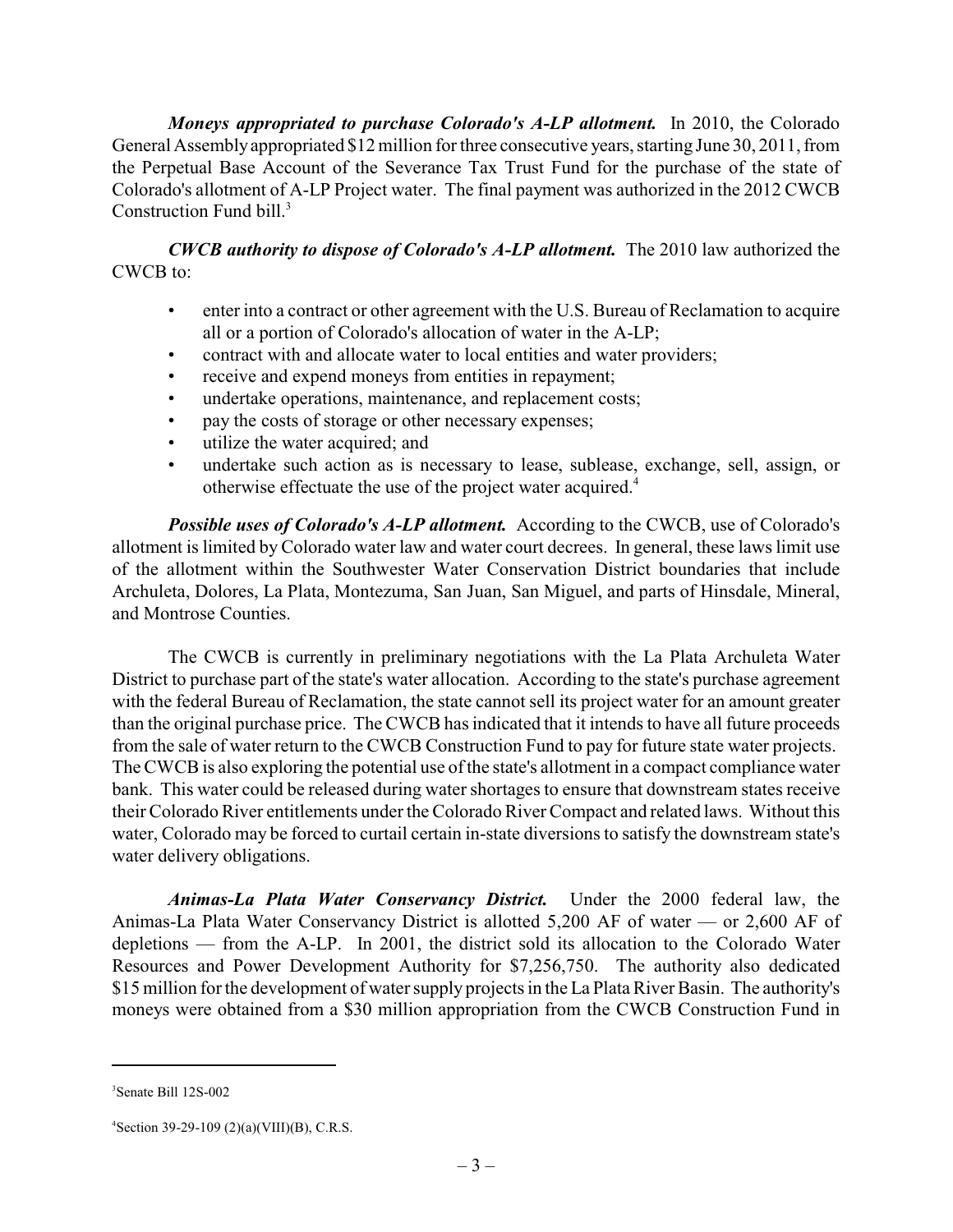***Moneys appropriated to purchase Colorado's A-LP allotment.*** In 2010, the Colorado General Assembly appropriated $12 million for three consecutive years, starting June 30, 2011, from the Perpetual Base Account of the Severance Tax Trust Fund for the purchase of the state of Colorado's allotment of A-LP Project water. The final payment was authorized in the 2012 CWCB Construction Fund bill.[3]

***CWCB authority to dispose of Colorado's A-LP allotment.*** The 2010 law authorized the CWCB to:

- enter into a contract or other agreement with the U.S. Bureau of Reclamation to acquire all or a portion of Colorado's allocation of water in the A-LP;
- contract with and allocate water to local entities and water providers;
- receive and expend moneys from entities in repayment;
- undertake operations, maintenance, and replacement costs;
- pay the costs of storage or other necessary expenses;
- utilize the water acquired; and
- undertake such action as is necessary to lease, sublease, exchange, sell, assign, or otherwise effectuate the use of the project water acquired.[4]

***Possible uses of Colorado's A-LP allotment.*** According to the CWCB, use of Colorado's allotment is limited by Colorado water law and water court decrees. In general, these laws limit use of the allotment within the Southwester Water Conservation District boundaries that include Archuleta, Dolores, La Plata, Montezuma, San Juan, San Miguel, and parts of Hinsdale, Mineral, and Montrose Counties.

The CWCB is currently in preliminary negotiations with the La Plata Archuleta Water District to purchase part of the state's water allocation. According to the state's purchase agreement with the federal Bureau of Reclamation, the state cannot sell its project water for an amount greater than the original purchase price. The CWCB has indicated that it intends to have all future proceeds from the sale of water return to the CWCB Construction Fund to pay for future state water projects. The CWCB is also exploring the potential use of the state's allotment in a compact compliance water bank. This water could be released during water shortages to ensure that downstream states receive their Colorado River entitlements under the Colorado River Compact and related laws. Without this water, Colorado may be forced to curtail certain in-state diversions to satisfy the downstream state's water delivery obligations.

***Animas-La Plata Water Conservancy District.*** Under the 2000 federal law, the Animas-La Plata Water Conservancy District is allotted 5,200 AF of water — or 2,600 AF of depletions — from the A-LP. In 2001, the district sold its allocation to the Colorado Water Resources and Power Development Authority for $7,256,750. The authority also dedicated $15 million for the development of water supply projects in the La Plata River Basin. The authority's moneys were obtained from a $30 million appropriation from the CWCB Construction Fund in

---

[3] Senate Bill 12S-002

[4] Section 39-29-109 (2)(a)(VIII)(B), C.R.S.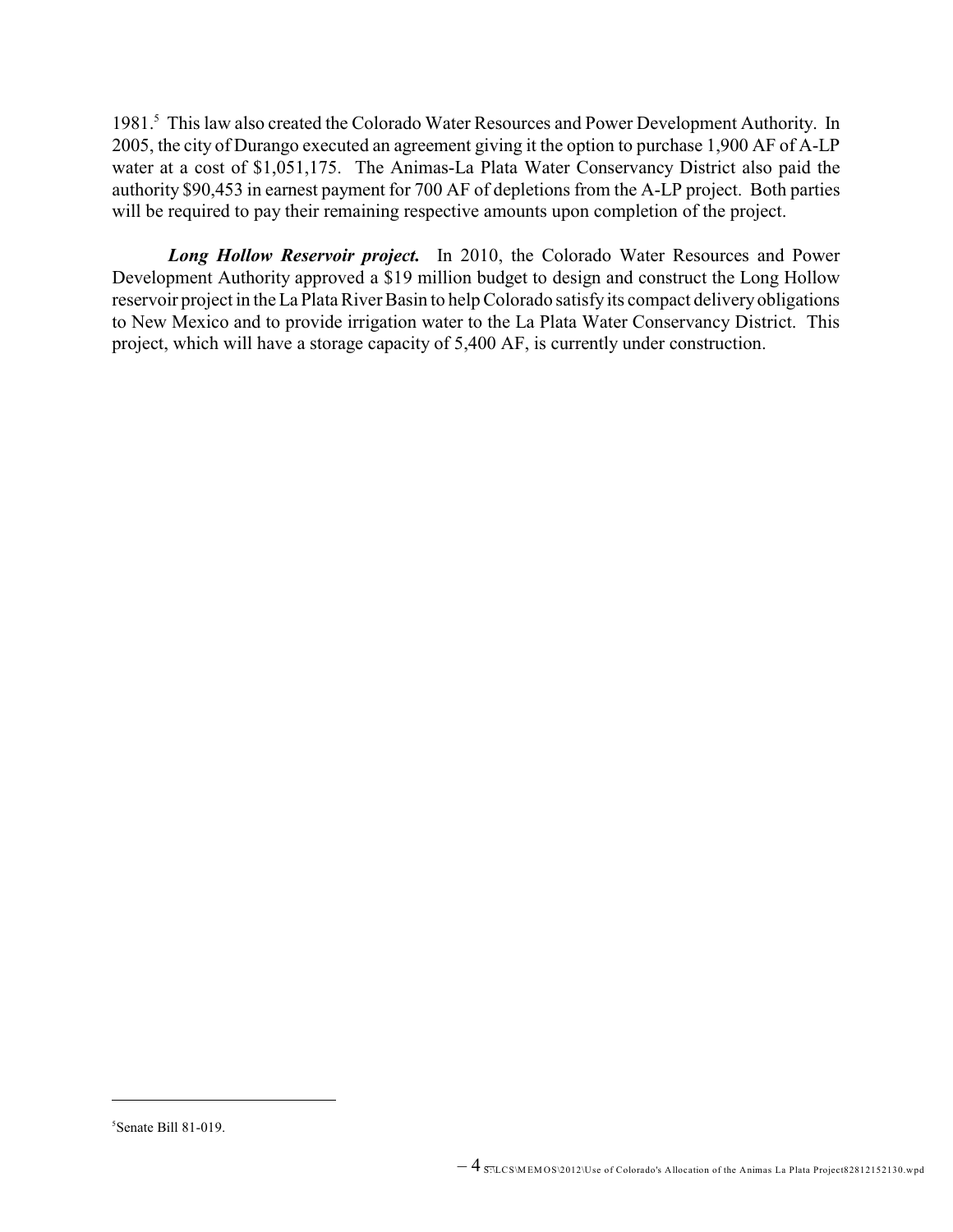1981.[5] This law also created the Colorado Water Resources and Power Development Authority. In 2005, the city of Durango executed an agreement giving it the option to purchase 1,900 AF of A-LP water at a cost of $1,051,175. The Animas-La Plata Water Conservancy District also paid the authority $90,453 in earnest payment for 700 AF of depletions from the A-LP project. Both parties will be required to pay their remaining respective amounts upon completion of the project.

***Long Hollow Reservoir project.*** In 2010, the Colorado Water Resources and Power Development Authority approved a $19 million budget to design and construct the Long Hollow reservoir project in the La Plata River Basin to help Colorado satisfy its compact delivery obligations to New Mexico and to provide irrigation water to the La Plata Water Conservancy District. This project, which will have a storage capacity of 5,400 AF, is currently under construction.

---

[5] Senate Bill 81-019.